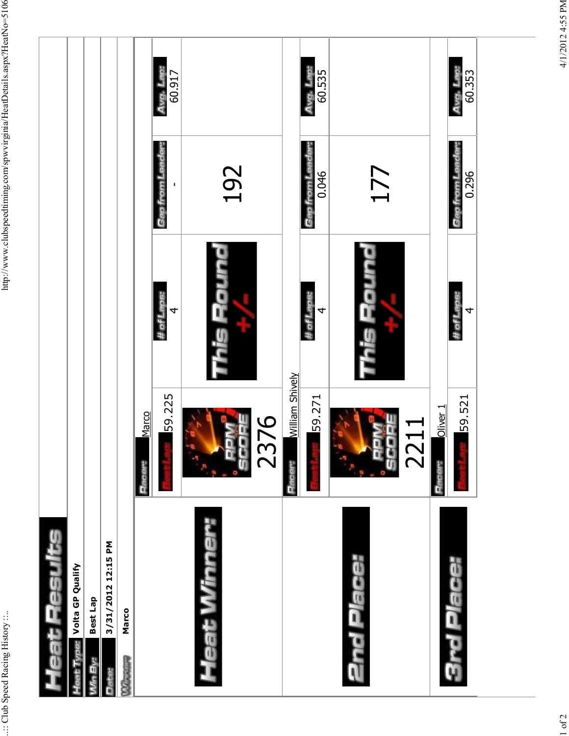# Heat Results

| | |
|---|---|
| Heat Type: | Volta GP Qualify |
| Win By: | Best Lap |
| Date: | 3/31/2012 12:15 PM |
| Winner: | Marco |

## Heat Winner:

| Racer: | Marco | | | |
|---|---|---|---|---|
| Best Lap: | 59.225 | # of Laps: 4 | Gap from Leader: - | Avg. Lap: 60.917 |
| RPM SCORE | 2376 | This Round +/- | 192 | |

## 2nd Place:

| Racer: | William Shively | | | |
|---|---|---|---|---|
| Best Lap: | 59.271 | # of Laps: 4 | Gap from Leader: 0.046 | Avg. Lap: 60.535 |
| RPM SCORE | 2211 | This Round +/- | 177 | |

## 3rd Place:

| Racer: | Oliver 1 | | | |
|---|---|---|---|---|
| Best Lap: | 59.521 | # of Laps: 4 | Gap from Leader: 0.296 | Avg. Lap: 60.353 |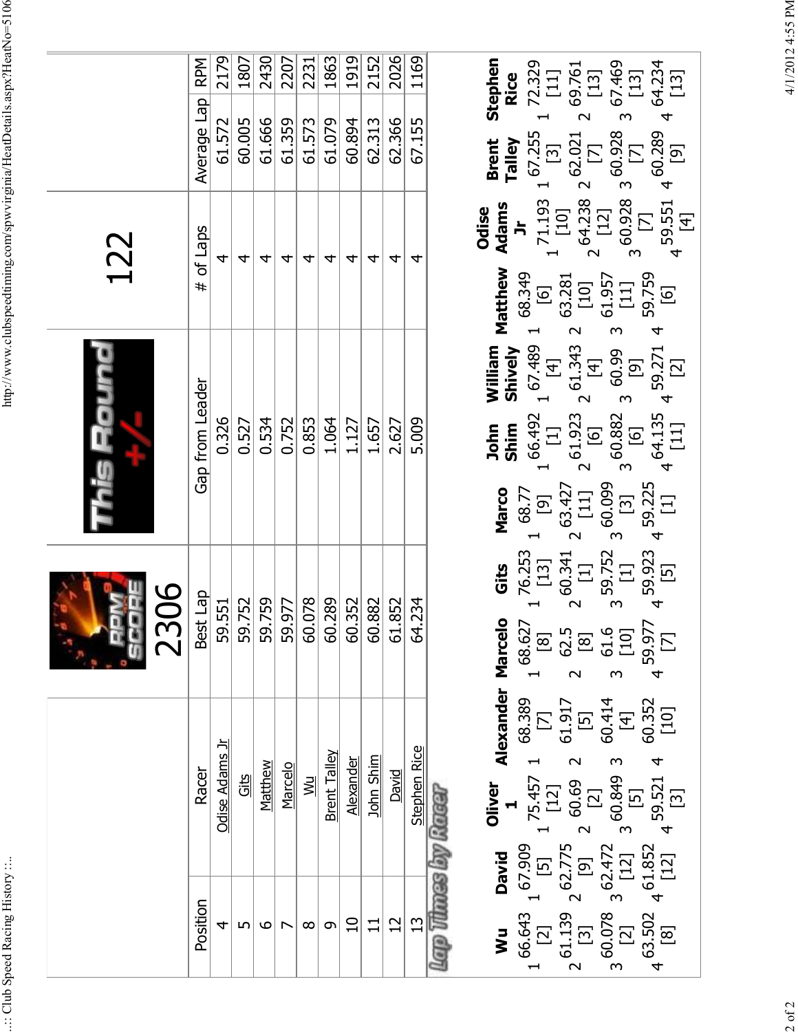| | RPM SCORE 2306 | This Round +/- | 122 | | |
|---|---|---|---|---|---|
| Position | Racer | Best Lap | Gap from Leader | # of Laps | Average Lap | RPM |
| 4 | Odise Adams Jr | 59.551 | 0.326 | 4 | 61.572 | 2179 |
| 5 | Gits | 59.752 | 0.527 | 4 | 60.005 | 1807 |
| 6 | Matthew | 59.759 | 0.534 | 4 | 61.666 | 2430 |
| 7 | Marcelo | 59.977 | 0.752 | 4 | 61.359 | 2207 |
| 8 | Wu | 60.078 | 0.853 | 4 | 61.573 | 2231 |
| 9 | Brent Talley | 60.289 | 1.064 | 4 | 61.079 | 1863 |
| 10 | Alexander | 60.352 | 1.127 | 4 | 60.894 | 1919 |
| 11 | John Shim | 60.882 | 1.657 | 4 | 62.313 | 2152 |
| 12 | David | 61.852 | 2.627 | 4 | 62.366 | 2026 |
| 13 | Stephen Rice | 64.234 | 5.009 | 4 | 67.155 | 1169 |

## Lap Times by Racer

| Lap | Wu | David | Oliver 1 | Alexander | Marcelo | Gits | Marco | John Shim | William Shively | Matthew | Odise Adams Jr | Brent Talley | Stephen Rice |
|---|---|---|---|---|---|---|---|---|---|---|---|---|---|
| 1 | 66.643 [2] | 67.909 [5] | 75.457 [12] | 68.389 [7] | 68.627 [8] | 76.253 [13] | 68.77 [9] | 66.492 [1] | 67.489 [4] | 68.349 [6] | 71.193 [10] | 67.255 [3] | 72.329 [11] |
| 2 | 61.139 [3] | 62.775 [9] | 60.69 [2] | 61.917 [5] | 62.5 [8] | 60.341 [1] | 63.427 [11] | 61.923 [6] | 61.343 [4] | 63.281 [10] | 64.238 [12] | 62.021 [7] | 69.761 [13] |
| 3 | 60.078 [2] | 62.472 [12] | 60.849 [5] | 60.414 [4] | 61.6 [10] | 59.752 [1] | 60.099 [3] | 60.882 [6] | 60.99 [9] | 61.957 [11] | 60.928 [7] | 60.928 [7] | 67.469 [13] |
| 4 | 63.502 [8] | 61.852 [12] | 59.521 [3] | 60.352 [10] | 59.977 [7] | 59.923 [5] | 59.225 [1] | 64.135 [11] | 59.271 [2] | 59.759 [6] | 59.551 [4] | 60.289 [9] | 64.234 [13] |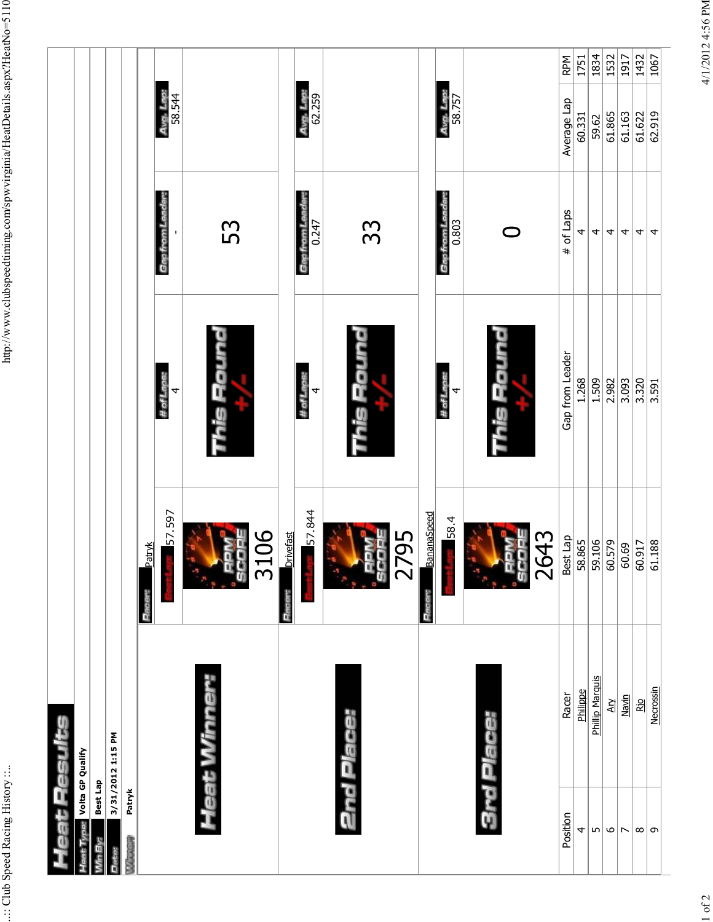# Heat Results

**Heat Type:** Volta GP Qualify

**Win By:** Best Lap

**Date:** 3/31/2012 1:15 PM

**Winner:** Patryk

## Heat Winner:

| Racer: | Best Lap: | # of Laps: | Gap from Leader: | Avg. Lap: |
|---|---|---|---|---|
| Patryk | 57.597 | 4 | - | 58.544 |

RPM SCORE: 3106

This Round +/-: 53

## 2nd Place:

| Racer: | Best Lap: | # of Laps: | Gap from Leader: | Avg. Lap: |
|---|---|---|---|---|
| Drivefast | 57.844 | 4 | 0.247 | 62.259 |

RPM SCORE: 2795

This Round +/-: 33

## 3rd Place:

| Racer: | Best Lap: | # of Laps: | Gap from Leader: | Avg. Lap: |
|---|---|---|---|---|
| BananaSpeed | 58.4 | 4 | 0.803 | 58.757 |

RPM SCORE: 2643

This Round +/-: 0

| Position | Racer | Best Lap | Gap from Leader | # of Laps | Average Lap | RPM |
|---|---|---|---|---|---|---|
| 4 | Philippe | 58.865 | 1.268 | 4 | 60.331 | 1751 |
| 5 | Phillip Marquis | 59.106 | 1.509 | 4 | 59.62 | 1834 |
| 6 | Ary | 60.579 | 2.982 | 4 | 61.865 | 1532 |
| 7 | Navin | 60.69 | 3.093 | 4 | 61.163 | 1917 |
| 8 | Rio | 60.917 | 3.320 | 4 | 61.622 | 1432 |
| 9 | Necrossin | 61.188 | 3.591 | 4 | 62.919 | 1067 |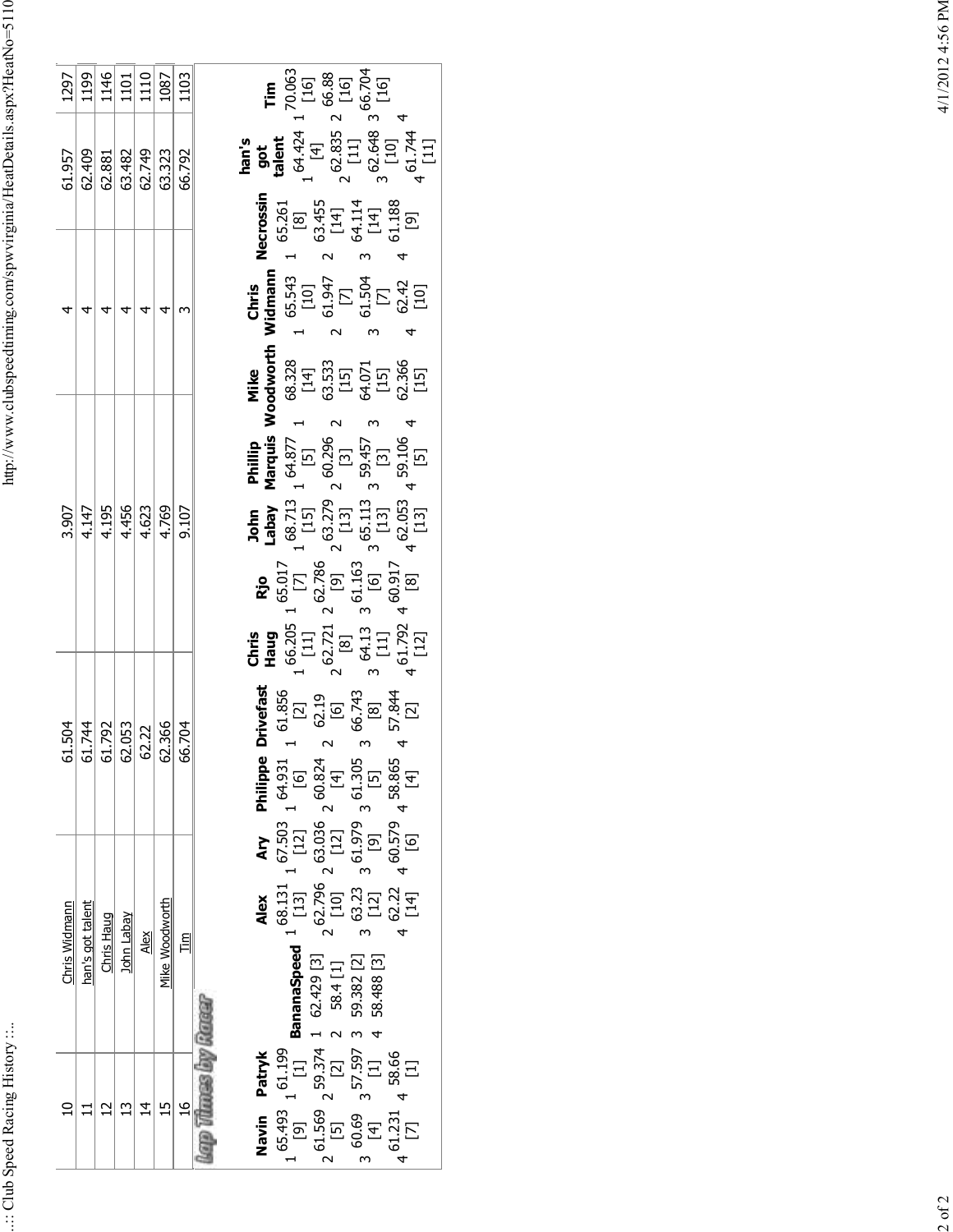| | | | | | | |
|---|---|---|---|---|---|---|
| 10 | Chris Widmann | 61.504 | 3.907 | 4 | 61.957 | 1297 |
| 11 | han's got talent | 61.744 | 4.147 | 4 | 62.409 | 1199 |
| 12 | Chris Haug | 61.792 | 4.195 | 4 | 62.881 | 1146 |
| 13 | John Labay | 62.053 | 4.456 | 4 | 63.482 | 1101 |
| 14 | Alex | 62.22 | 4.623 | 4 | 62.749 | 1110 |
| 15 | Mike Woodworth | 62.366 | 4.769 | 4 | 63.323 | 1087 |
| 16 | Tim | 66.704 | 9.107 | 3 | 66.792 | 1103 |

## Lap Times by Racer

| Lap | Navin | Patryk | BananaSpeed | Alex | Ary | Philippe | Drivefast | Chris Haug | Rjo | John Labay | Phillip Marquis | Mike Woodworth | Chris Widmann | Necrossin | han's got talent | Tim |
|---|---|---|---|---|---|---|---|---|---|---|---|---|---|---|---|---|
| 1 | 65.493 [9] | 61.199 [1] | 62.429 [3] | 68.131 [13] | 67.503 [12] | 64.931 [6] | 61.856 [2] | 66.205 [11] | 65.017 [7] | 68.713 [15] | 64.877 [5] | 68.328 [14] | 65.543 [10] | 65.261 [8] | 64.424 [4] | 70.063 [16] |
| 2 | 61.569 [5] | 59.374 [2] | 58.4 [1] | 62.796 [10] | 63.036 [12] | 60.824 [4] | 62.19 [6] | 62.721 [8] | 62.786 [9] | 63.279 [13] | 60.296 [3] | 63.533 [15] | 61.947 [7] | 63.455 [14] | 62.835 [11] | 66.88 [16] |
| 3 | 60.69 [4] | 57.597 [1] | 59.382 [2] | 63.23 [12] | 61.979 [9] | 61.305 [5] | 66.743 [8] | 64.13 [11] | 61.163 [6] | 65.113 [13] | 59.457 [3] | 64.071 [15] | 61.504 [7] | 64.114 [14] | 62.648 [10] | 66.704 [16] |
| 4 | 61.231 [7] | 58.66 [1] | 58.488 [3] | 62.22 [14] | 60.579 [6] | 58.865 [4] | 57.844 [2] | 61.792 [12] | 60.917 [8] | 62.053 [13] | 59.106 [5] | 62.366 [15] | 62.42 [10] | 61.188 [9] | 61.744 [11] | |